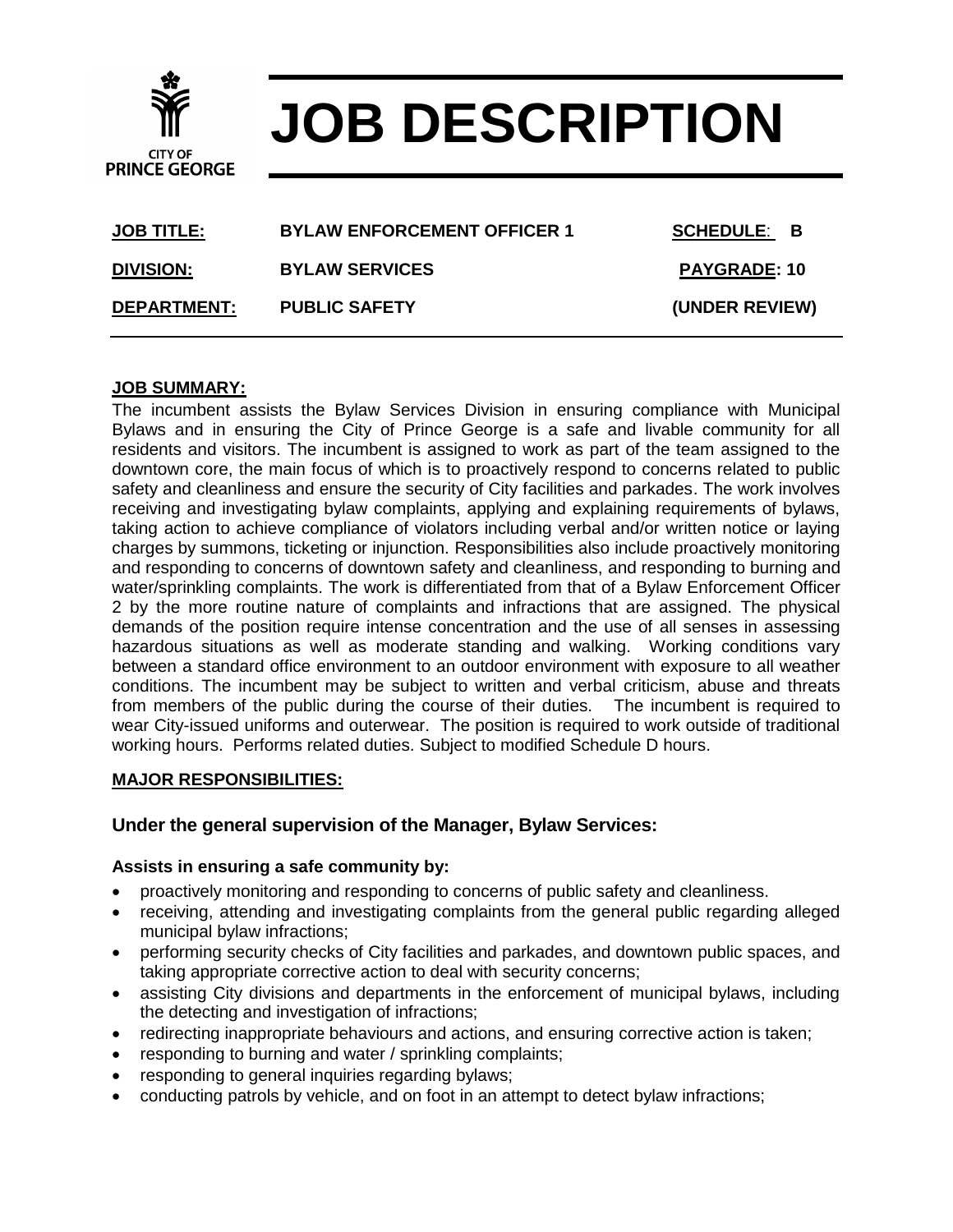CITY OF PRINCE GEORGE

# JOB DESCRIPTION

| | | |
|---|---|---|
| **JOB TITLE:** | **BYLAW ENFORCEMENT OFFICER 1** | **SCHEDULE: B** |
| **DIVISION:** | **BYLAW SERVICES** | **PAYGRADE: 10** |
| **DEPARTMENT:** | **PUBLIC SAFETY** | **(UNDER REVIEW)** |

## JOB SUMMARY:

The incumbent assists the Bylaw Services Division in ensuring compliance with Municipal Bylaws and in ensuring the City of Prince George is a safe and livable community for all residents and visitors. The incumbent is assigned to work as part of the team assigned to the downtown core, the main focus of which is to proactively respond to concerns related to public safety and cleanliness and ensure the security of City facilities and parkades. The work involves receiving and investigating bylaw complaints, applying and explaining requirements of bylaws, taking action to achieve compliance of violators including verbal and/or written notice or laying charges by summons, ticketing or injunction. Responsibilities also include proactively monitoring and responding to concerns of downtown safety and cleanliness, and responding to burning and water/sprinkling complaints. The work is differentiated from that of a Bylaw Enforcement Officer 2 by the more routine nature of complaints and infractions that are assigned. The physical demands of the position require intense concentration and the use of all senses in assessing hazardous situations as well as moderate standing and walking. Working conditions vary between a standard office environment to an outdoor environment with exposure to all weather conditions. The incumbent may be subject to written and verbal criticism, abuse and threats from members of the public during the course of their duties. The incumbent is required to wear City-issued uniforms and outerwear. The position is required to work outside of traditional working hours. Performs related duties. Subject to modified Schedule D hours.

## MAJOR RESPONSIBILITIES:

### Under the general supervision of the Manager, Bylaw Services:

**Assists in ensuring a safe community by:**

- proactively monitoring and responding to concerns of public safety and cleanliness.
- receiving, attending and investigating complaints from the general public regarding alleged municipal bylaw infractions;
- performing security checks of City facilities and parkades, and downtown public spaces, and taking appropriate corrective action to deal with security concerns;
- assisting City divisions and departments in the enforcement of municipal bylaws, including the detecting and investigation of infractions;
- redirecting inappropriate behaviours and actions, and ensuring corrective action is taken;
- responding to burning and water / sprinkling complaints;
- responding to general inquiries regarding bylaws;
- conducting patrols by vehicle, and on foot in an attempt to detect bylaw infractions;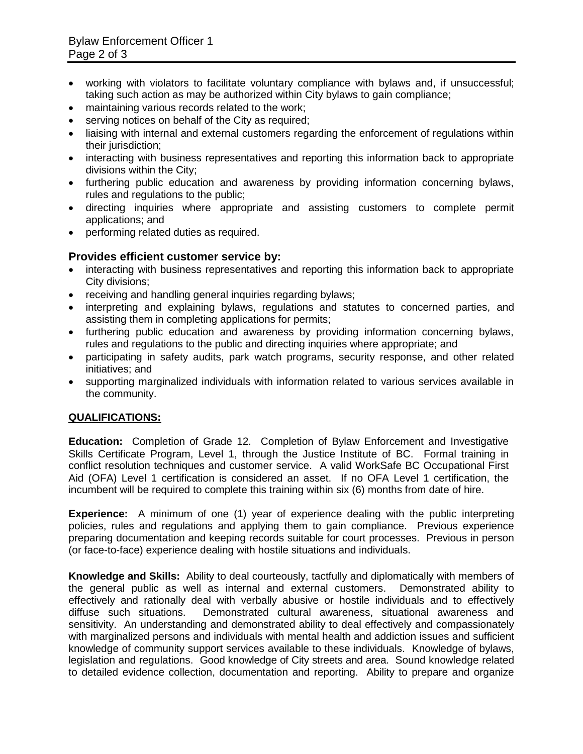- working with violators to facilitate voluntary compliance with bylaws and, if unsuccessful; taking such action as may be authorized within City bylaws to gain compliance;
- maintaining various records related to the work;
- serving notices on behalf of the City as required;
- liaising with internal and external customers regarding the enforcement of regulations within their jurisdiction;
- interacting with business representatives and reporting this information back to appropriate divisions within the City;
- furthering public education and awareness by providing information concerning bylaws, rules and regulations to the public;
- directing inquiries where appropriate and assisting customers to complete permit applications; and
- performing related duties as required.

### Provides efficient customer service by:

- interacting with business representatives and reporting this information back to appropriate City divisions;
- receiving and handling general inquiries regarding bylaws;
- interpreting and explaining bylaws, regulations and statutes to concerned parties, and assisting them in completing applications for permits;
- furthering public education and awareness by providing information concerning bylaws, rules and regulations to the public and directing inquiries where appropriate; and
- participating in safety audits, park watch programs, security response, and other related initiatives; and
- supporting marginalized individuals with information related to various services available in the community.

## QUALIFICATIONS:

**Education:** Completion of Grade 12. Completion of Bylaw Enforcement and Investigative Skills Certificate Program, Level 1, through the Justice Institute of BC. Formal training in conflict resolution techniques and customer service. A valid WorkSafe BC Occupational First Aid (OFA) Level 1 certification is considered an asset. If no OFA Level 1 certification, the incumbent will be required to complete this training within six (6) months from date of hire.

**Experience:** A minimum of one (1) year of experience dealing with the public interpreting policies, rules and regulations and applying them to gain compliance. Previous experience preparing documentation and keeping records suitable for court processes. Previous in person (or face-to-face) experience dealing with hostile situations and individuals.

**Knowledge and Skills:** Ability to deal courteously, tactfully and diplomatically with members of the general public as well as internal and external customers. Demonstrated ability to effectively and rationally deal with verbally abusive or hostile individuals and to effectively diffuse such situations. Demonstrated cultural awareness, situational awareness and sensitivity. An understanding and demonstrated ability to deal effectively and compassionately with marginalized persons and individuals with mental health and addiction issues and sufficient knowledge of community support services available to these individuals. Knowledge of bylaws, legislation and regulations. Good knowledge of City streets and area. Sound knowledge related to detailed evidence collection, documentation and reporting. Ability to prepare and organize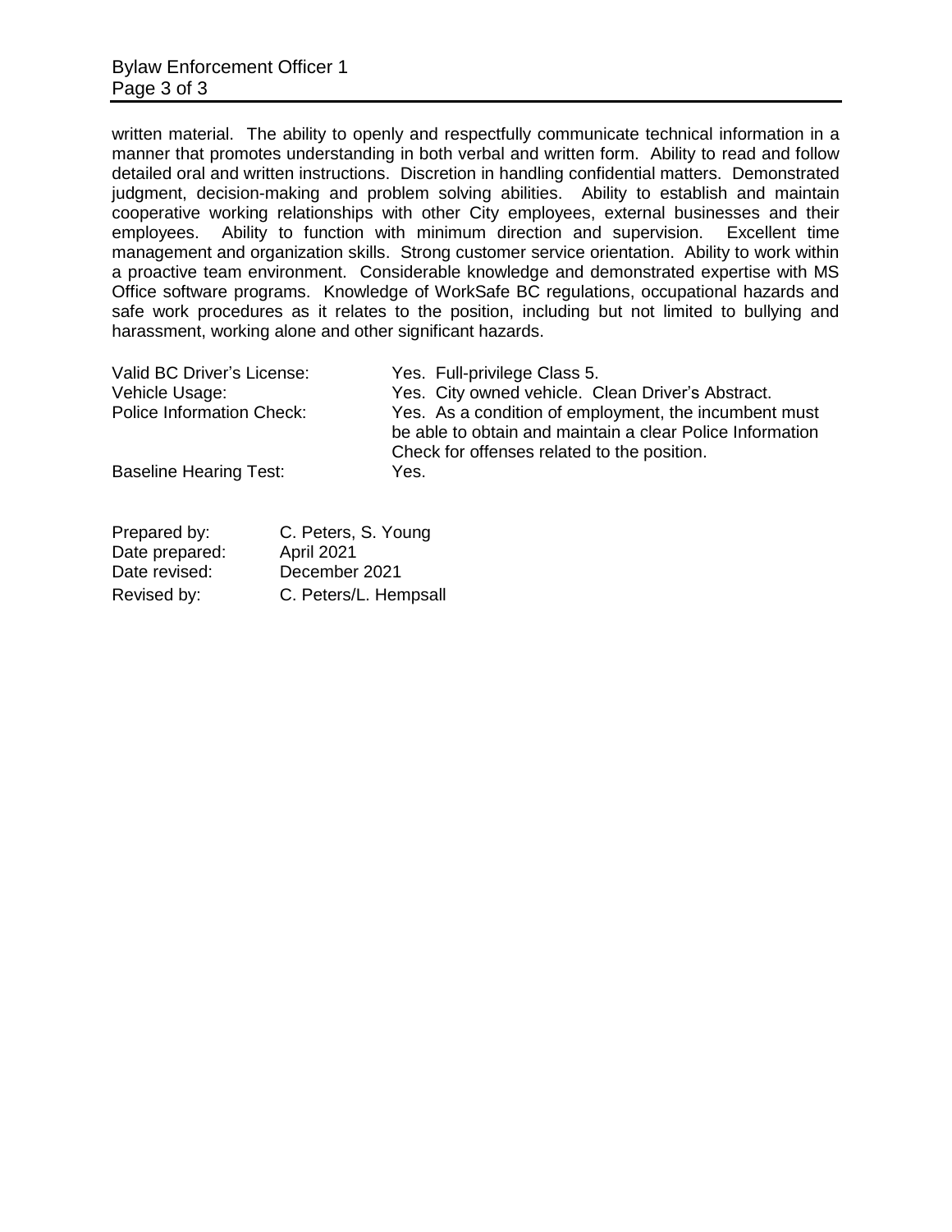written material. The ability to openly and respectfully communicate technical information in a manner that promotes understanding in both verbal and written form. Ability to read and follow detailed oral and written instructions. Discretion in handling confidential matters. Demonstrated judgment, decision-making and problem solving abilities. Ability to establish and maintain cooperative working relationships with other City employees, external businesses and their employees. Ability to function with minimum direction and supervision. Excellent time management and organization skills. Strong customer service orientation. Ability to work within a proactive team environment. Considerable knowledge and demonstrated expertise with MS Office software programs. Knowledge of WorkSafe BC regulations, occupational hazards and safe work procedures as it relates to the position, including but not limited to bullying and harassment, working alone and other significant hazards.

| | |
|---|---|
| Valid BC Driver's License: | Yes. Full-privilege Class 5. |
| Vehicle Usage: | Yes. City owned vehicle. Clean Driver's Abstract. |
| Police Information Check: | Yes. As a condition of employment, the incumbent must be able to obtain and maintain a clear Police Information Check for offenses related to the position. |
| Baseline Hearing Test: | Yes. |

| | |
|---|---|
| Prepared by: | C. Peters, S. Young |
| Date prepared: | April 2021 |
| Date revised: | December 2021 |
| Revised by: | C. Peters/L. Hempsall |